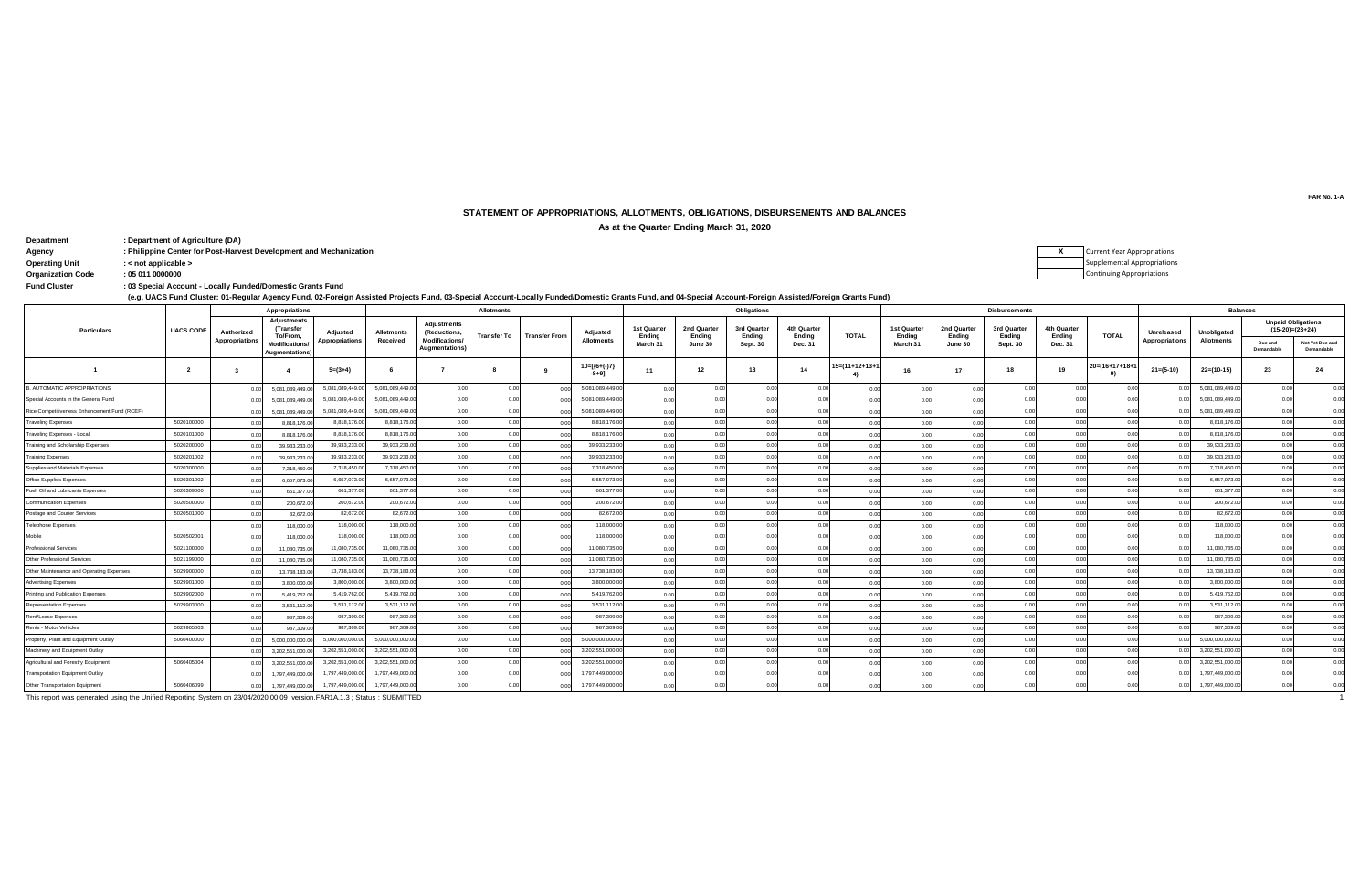FAR No. 1-A

# STATEMENT OF APPROPRIATIONS, ALLOTMENTS, OBLIGATIONS, DISBURSEMENTS AND BALANCES

## As at the Quarter Ending March 31, 2020

**Department** : Department of Agriculture (DA)
**Agency** : Philippine Center for Post-Harvest Development and Mechanization
**Operating Unit** : < not applicable >
**Organization Code** : 05 011 0000000
**Fund Cluster** : 03 Special Account - Locally Funded/Domestic Grants Fund
(e.g. UACS Fund Cluster: 01-Regular Agency Fund, 02-Foreign Assisted Projects Fund, 03-Special Account-Locally Funded/Domestic Grants Fund, and 04-Special Account-Foreign Assisted/Foreign Grants Fund)

| X | Current Year Appropriations |
|---|---|
| | Supplemental Appropriations |
| | Continuing Appropriations |

| Particulars | UACS CODE | Appropriations | | | Allotments | | | | | Obligations | | | | | Disbursements | | | | | Balances | | | |
|---|---|---|---|---|---|---|---|---|---|---|---|---|---|---|---|---|---|---|---|---|---|---|---|
| | | Authorized Appropriations | Adjustments (Transfer To/From, Modifications/ Augmentations) | Adjusted Appropriations | Allotments Received | Adjustments (Reductions, Modifications/ Augmentations) | Transfer To | Transfer From | Adjusted Allotments | 1st Quarter Ending March 31 | 2nd Quarter Ending June 30 | 3rd Quarter Ending Sept. 30 | 4th Quarter Ending Dec. 31 | TOTAL | 1st Quarter Ending March 31 | 2nd Quarter Ending June 30 | 3rd Quarter Ending Sept. 30 | 4th Quarter Ending Dec. 31 | TOTAL | Unreleased Appropriations | Unobligated Allotments | Unpaid Obligations (15-20)=(23+24) Due and Demandable | Not Yet Due and Demandable |
| 1 | 2 | 3 | 4 | 5=(3+4) | 6 | 7 | 8 | 9 | 10=[{6+(-)7}-8+9] | 11 | 12 | 13 | 14 | 15=(11+12+13+14) | 16 | 17 | 18 | 19 | 20=(16+17+18+19) | 21=(5-10) | 22=(10-15) | 23 | 24 |
| B. AUTOMATIC APPROPRIATIONS | | 0.00 | 5,081,089,449.00 | 5,081,089,449.00 | 5,081,089,449.00 | 0.00 | 0.00 | 0.00 | 5,081,089,449.00 | 0.00 | 0.00 | 0.00 | 0.00 | 0.00 | 0.00 | 0.00 | 0.00 | 0.00 | 0.00 | 0.00 | 5,081,089,449.00 | 0.00 | 0.00 |
| Special Accounts in the General Fund | | 0.00 | 5,081,089,449.00 | 5,081,089,449.00 | 5,081,089,449.00 | 0.00 | 0.00 | 0.00 | 5,081,089,449.00 | 0.00 | 0.00 | 0.00 | 0.00 | 0.00 | 0.00 | 0.00 | 0.00 | 0.00 | 0.00 | 0.00 | 5,081,089,449.00 | 0.00 | 0.00 |
| Rice Competitiveness Enhancement Fund (RCEF) | | 0.00 | 5,081,089,449.00 | 5,081,089,449.00 | 5,081,089,449.00 | 0.00 | 0.00 | 0.00 | 5,081,089,449.00 | 0.00 | 0.00 | 0.00 | 0.00 | 0.00 | 0.00 | 0.00 | 0.00 | 0.00 | 0.00 | 0.00 | 5,081,089,449.00 | 0.00 | 0.00 |
| Traveling Expenses | 5020100000 | 0.00 | 8,818,176.00 | 8,818,176.00 | 8,818,176.00 | 0.00 | 0.00 | 0.00 | 8,818,176.00 | 0.00 | 0.00 | 0.00 | 0.00 | 0.00 | 0.00 | 0.00 | 0.00 | 0.00 | 0.00 | 0.00 | 8,818,176.00 | 0.00 | 0.00 |
| Traveling Expenses - Local | 5020101000 | 0.00 | 8,818,176.00 | 8,818,176.00 | 8,818,176.00 | 0.00 | 0.00 | 0.00 | 8,818,176.00 | 0.00 | 0.00 | 0.00 | 0.00 | 0.00 | 0.00 | 0.00 | 0.00 | 0.00 | 0.00 | 0.00 | 8,818,176.00 | 0.00 | 0.00 |
| Training and Scholarship Expenses | 5020200000 | 0.00 | 39,933,233.00 | 39,933,233.00 | 39,933,233.00 | 0.00 | 0.00 | 0.00 | 39,933,233.00 | 0.00 | 0.00 | 0.00 | 0.00 | 0.00 | 0.00 | 0.00 | 0.00 | 0.00 | 0.00 | 0.00 | 39,933,233.00 | 0.00 | 0.00 |
| Training Expenses | 5020201002 | 0.00 | 39,933,233.00 | 39,933,233.00 | 39,933,233.00 | 0.00 | 0.00 | 0.00 | 39,933,233.00 | 0.00 | 0.00 | 0.00 | 0.00 | 0.00 | 0.00 | 0.00 | 0.00 | 0.00 | 0.00 | 0.00 | 39,933,233.00 | 0.00 | 0.00 |
| Supplies and Materials Expenses | 5020300000 | 0.00 | 7,318,450.00 | 7,318,450.00 | 7,318,450.00 | 0.00 | 0.00 | 0.00 | 7,318,450.00 | 0.00 | 0.00 | 0.00 | 0.00 | 0.00 | 0.00 | 0.00 | 0.00 | 0.00 | 0.00 | 0.00 | 7,318,450.00 | 0.00 | 0.00 |
| Office Supplies Expenses | 5020301002 | 0.00 | 6,657,073.00 | 6,657,073.00 | 6,657,073.00 | 0.00 | 0.00 | 0.00 | 6,657,073.00 | 0.00 | 0.00 | 0.00 | 0.00 | 0.00 | 0.00 | 0.00 | 0.00 | 0.00 | 0.00 | 0.00 | 6,657,073.00 | 0.00 | 0.00 |
| Fuel, Oil and Lubricants Expenses | 5020309000 | 0.00 | 661,377.00 | 661,377.00 | 661,377.00 | 0.00 | 0.00 | 0.00 | 661,377.00 | 0.00 | 0.00 | 0.00 | 0.00 | 0.00 | 0.00 | 0.00 | 0.00 | 0.00 | 0.00 | 0.00 | 661,377.00 | 0.00 | 0.00 |
| Communication Expenses | 5020500000 | 0.00 | 200,672.00 | 200,672.00 | 200,672.00 | 0.00 | 0.00 | 0.00 | 200,672.00 | 0.00 | 0.00 | 0.00 | 0.00 | 0.00 | 0.00 | 0.00 | 0.00 | 0.00 | 0.00 | 0.00 | 200,672.00 | 0.00 | 0.00 |
| Postage and Courier Services | 5020501000 | 0.00 | 82,672.00 | 82,672.00 | 82,672.00 | 0.00 | 0.00 | 0.00 | 82,672.00 | 0.00 | 0.00 | 0.00 | 0.00 | 0.00 | 0.00 | 0.00 | 0.00 | 0.00 | 0.00 | 0.00 | 82,672.00 | 0.00 | 0.00 |
| Telephone Expenses | | 0.00 | 118,000.00 | 118,000.00 | 118,000.00 | 0.00 | 0.00 | 0.00 | 118,000.00 | 0.00 | 0.00 | 0.00 | 0.00 | 0.00 | 0.00 | 0.00 | 0.00 | 0.00 | 0.00 | 0.00 | 118,000.00 | 0.00 | 0.00 |
| Mobile | 5020502001 | 0.00 | 118,000.00 | 118,000.00 | 118,000.00 | 0.00 | 0.00 | 0.00 | 118,000.00 | 0.00 | 0.00 | 0.00 | 0.00 | 0.00 | 0.00 | 0.00 | 0.00 | 0.00 | 0.00 | 0.00 | 118,000.00 | 0.00 | 0.00 |
| Professional Services | 5021100000 | 0.00 | 11,080,735.00 | 11,080,735.00 | 11,080,735.00 | 0.00 | 0.00 | 0.00 | 11,080,735.00 | 0.00 | 0.00 | 0.00 | 0.00 | 0.00 | 0.00 | 0.00 | 0.00 | 0.00 | 0.00 | 0.00 | 11,080,735.00 | 0.00 | 0.00 |
| Other Professional Services | 5021199000 | 0.00 | 11,080,735.00 | 11,080,735.00 | 11,080,735.00 | 0.00 | 0.00 | 0.00 | 11,080,735.00 | 0.00 | 0.00 | 0.00 | 0.00 | 0.00 | 0.00 | 0.00 | 0.00 | 0.00 | 0.00 | 0.00 | 11,080,735.00 | 0.00 | 0.00 |
| Other Maintenance and Operating Expenses | 5029900000 | 0.00 | 13,738,183.00 | 13,738,183.00 | 13,738,183.00 | 0.00 | 0.00 | 0.00 | 13,738,183.00 | 0.00 | 0.00 | 0.00 | 0.00 | 0.00 | 0.00 | 0.00 | 0.00 | 0.00 | 0.00 | 0.00 | 13,738,183.00 | 0.00 | 0.00 |
| Advertising Expenses | 5029901000 | 0.00 | 3,800,000.00 | 3,800,000.00 | 3,800,000.00 | 0.00 | 0.00 | 0.00 | 3,800,000.00 | 0.00 | 0.00 | 0.00 | 0.00 | 0.00 | 0.00 | 0.00 | 0.00 | 0.00 | 0.00 | 0.00 | 3,800,000.00 | 0.00 | 0.00 |
| Printing and Publication Expenses | 5029902000 | 0.00 | 5,419,762.00 | 5,419,762.00 | 5,419,762.00 | 0.00 | 0.00 | 0.00 | 5,419,762.00 | 0.00 | 0.00 | 0.00 | 0.00 | 0.00 | 0.00 | 0.00 | 0.00 | 0.00 | 0.00 | 0.00 | 5,419,762.00 | 0.00 | 0.00 |
| Representation Expenses | 5029903000 | 0.00 | 3,531,112.00 | 3,531,112.00 | 3,531,112.00 | 0.00 | 0.00 | 0.00 | 3,531,112.00 | 0.00 | 0.00 | 0.00 | 0.00 | 0.00 | 0.00 | 0.00 | 0.00 | 0.00 | 0.00 | 0.00 | 3,531,112.00 | 0.00 | 0.00 |
| Rent/Lease Expenses | | 0.00 | 987,309.00 | 987,309.00 | 987,309.00 | 0.00 | 0.00 | 0.00 | 987,309.00 | 0.00 | 0.00 | 0.00 | 0.00 | 0.00 | 0.00 | 0.00 | 0.00 | 0.00 | 0.00 | 0.00 | 987,309.00 | 0.00 | 0.00 |
| Rents - Motor Vehicles | 5029905003 | 0.00 | 987,309.00 | 987,309.00 | 987,309.00 | 0.00 | 0.00 | 0.00 | 987,309.00 | 0.00 | 0.00 | 0.00 | 0.00 | 0.00 | 0.00 | 0.00 | 0.00 | 0.00 | 0.00 | 0.00 | 987,309.00 | 0.00 | 0.00 |
| Property, Plant and Equipment Outlay | 5060400000 | 0.00 | 5,000,000,000.00 | 5,000,000,000.00 | 5,000,000,000.00 | 0.00 | 0.00 | 0.00 | 5,000,000,000.00 | 0.00 | 0.00 | 0.00 | 0.00 | 0.00 | 0.00 | 0.00 | 0.00 | 0.00 | 0.00 | 0.00 | 5,000,000,000.00 | 0.00 | 0.00 |
| Machinery and Equipment Outlay | | 0.00 | 3,202,551,000.00 | 3,202,551,000.00 | 3,202,551,000.00 | 0.00 | 0.00 | 0.00 | 3,202,551,000.00 | 0.00 | 0.00 | 0.00 | 0.00 | 0.00 | 0.00 | 0.00 | 0.00 | 0.00 | 0.00 | 0.00 | 3,202,551,000.00 | 0.00 | 0.00 |
| Agricultural and Forestry Equipment | 5060405004 | 0.00 | 3,202,551,000.00 | 3,202,551,000.00 | 3,202,551,000.00 | 0.00 | 0.00 | 0.00 | 3,202,551,000.00 | 0.00 | 0.00 | 0.00 | 0.00 | 0.00 | 0.00 | 0.00 | 0.00 | 0.00 | 0.00 | 0.00 | 3,202,551,000.00 | 0.00 | 0.00 |
| Transportation Equipment Outlay | | 0.00 | 1,797,449,000.00 | 1,797,449,000.00 | 1,797,449,000.00 | 0.00 | 0.00 | 0.00 | 1,797,449,000.00 | 0.00 | 0.00 | 0.00 | 0.00 | 0.00 | 0.00 | 0.00 | 0.00 | 0.00 | 0.00 | 0.00 | 1,797,449,000.00 | 0.00 | 0.00 |
| Other Transportation Equipment | 5060406099 | 0.00 | 1,797,449,000.00 | 1,797,449,000.00 | 1,797,449,000.00 | 0.00 | 0.00 | 0.00 | 1,797,449,000.00 | 0.00 | 0.00 | 0.00 | 0.00 | 0.00 | 0.00 | 0.00 | 0.00 | 0.00 | 0.00 | 0.00 | 1,797,449,000.00 | 0.00 | 0.00 |

This report was generated using the Unified Reporting System on 23/04/2020 00:09 version.FAR1A.1.3 ; Status : SUBMITTED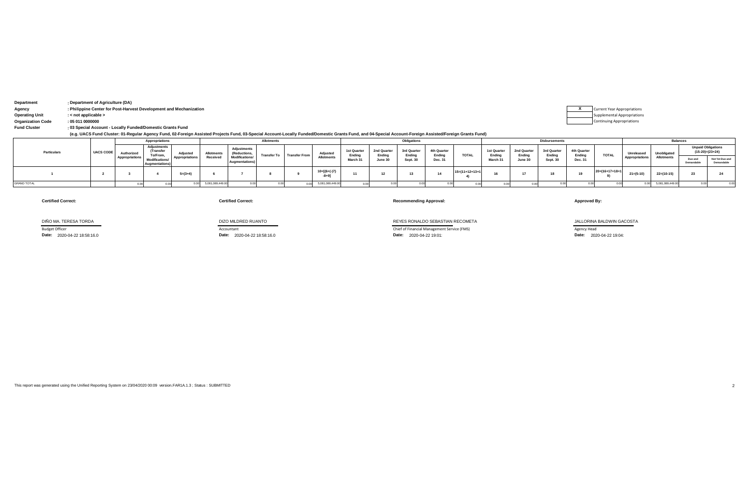**Department** : Department of Agriculture (DA)

**Agency** : Philippine Center for Post-Harvest Development and Mechanization

**Operating Unit** : < not applicable >

**Organization Code** : 05 011 0000000

**Fund Cluster** : 03 Special Account - Locally Funded/Domestic Grants Fund

(e.g. UACS Fund Cluster: 01-Regular Agency Fund, 02-Foreign Assisted Projects Fund, 03-Special Account-Locally Funded/Domestic Grants Fund, and 04-Special Account-Foreign Assisted/Foreign Grants Fund)

| X | Current Year Appropriations |
|---|---|
| | Supplemental Appropriations |
| | Continuing Appropriations |

| Particulars | UACS CODE | Appropriations | | | Allotments | | | | | Obligations | | | | | Disbursements | | | | | Balances | | | |
|---|---|---|---|---|---|---|---|---|---|---|---|---|---|---|---|---|---|---|---|---|---|---|---|
| | | Authorized Appropriations | Adjustments (Transfer To/From, Modifications/ Augmentations) | Adjusted Appropriations | Allotments Received | Adjustments (Reductions, Modifications/ Augmentations) | Transfer To | Transfer From | Adjusted Allotments | 1st Quarter Ending March 31 | 2nd Quarter Ending June 30 | 3rd Quarter Ending Sept. 30 | 4th Quarter Ending Dec. 31 | TOTAL | 1st Quarter Ending March 31 | 2nd Quarter Ending June 30 | 3rd Quarter Ending Sept. 30 | 4th Quarter Ending Dec. 31 | TOTAL | Unreleased Appropriations | Unobligated Allotments | Unpaid Obligations (15-20)=(23+24) Due and Demandable | Not Yet Due and Demandable |
| 1 | 2 | 3 | 4 | 5=(3+4) | 6 | 7 | 8 | 9 | 10=[{6+(-)7}-8+9] | 11 | 12 | 13 | 14 | 15=(11+12+13+14) | 16 | 17 | 18 | 19 | 20=(16+17+18+19) | 21=(5-10) | 22=(10-15) | 23 | 24 |
| GRAND TOTAL | | 0.00 | 0.00 | 0.00 | 5,081,089,449.00 | 0.00 | 0.00 | 0.00 | 5,081,089,449.00 | 0.00 | 0.00 | 0.00 | 0.00 | 0.00 | 0.00 | 0.00 | 0.00 | 0.00 | 0.00 | 0.00 | 5,081,089,449.00 | 0.00 | 0.00 |

| Certified Correct: | Certified Correct: | Recommending Approval: | Approved By: |
|---|---|---|---|
| DIÑO MA. TERESA TORDA | DIZO MILDRED RUANTO | REYES RONALDO SEBASTIAN RECOMETA | JALLORINA BALDWIN GACOSTA |
| Budget Officer | Accountant | Chief of Financial Management Service (FMS) | Agency Head |
| **Date:** 2020-04-22 18:58:16.0 | **Date:** 2020-04-22 18:58:16.0 | **Date:** 2020-04-22 19:01: | **Date:** 2020-04-22 19:04: |

This report was generated using the Unified Reporting System on 23/04/2020 00:09 version.FAR1A.1.3 ; Status : SUBMITTED